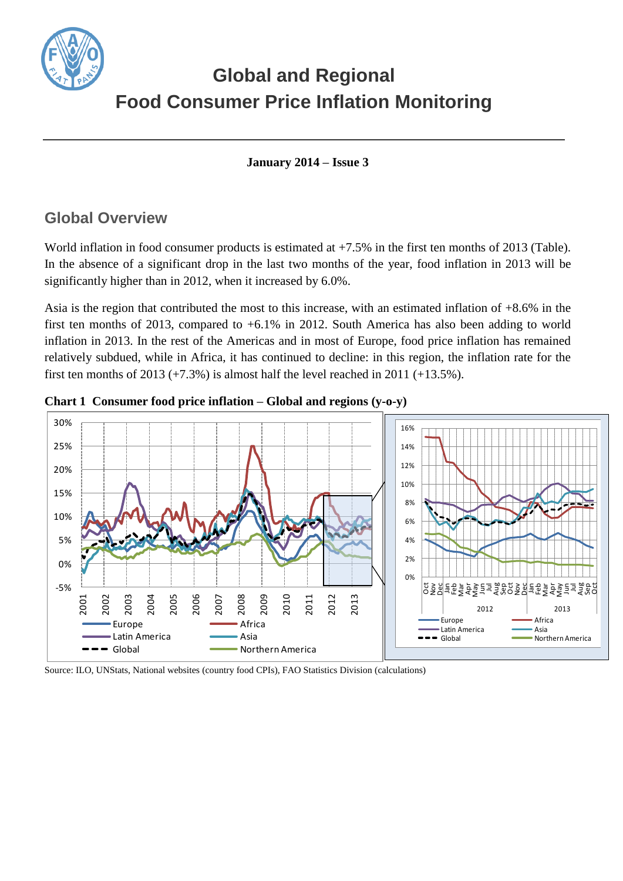# Global and Regional Food Consumer Price Inflation Monitoring

**January 2014 – Issue 3**

## Global Overview

World inflation in food consumer products is estimated at +7.5% in the first ten months of 2013 (Table). In the absence of a significant drop in the last two months of the year, food inflation in 2013 will be significantly higher than in 2012, when it increased by 6.0%.

Asia is the region that contributed the most to this increase, with an estimated inflation of +8.6% in the first ten months of 2013, compared to +6.1% in 2012. South America has also been adding to world inflation in 2013. In the rest of the Americas and in most of Europe, food price inflation has remained relatively subdued, while in Africa, it has continued to decline: in this region, the inflation rate for the first ten months of 2013 (+7.3%) is almost half the level reached in 2011 (+13.5%).

**Chart 1 Consumer food price inflation – Global and regions (y-o-y)**

Source: ILO, UNStats, National websites (country food CPIs), FAO Statistics Division (calculations)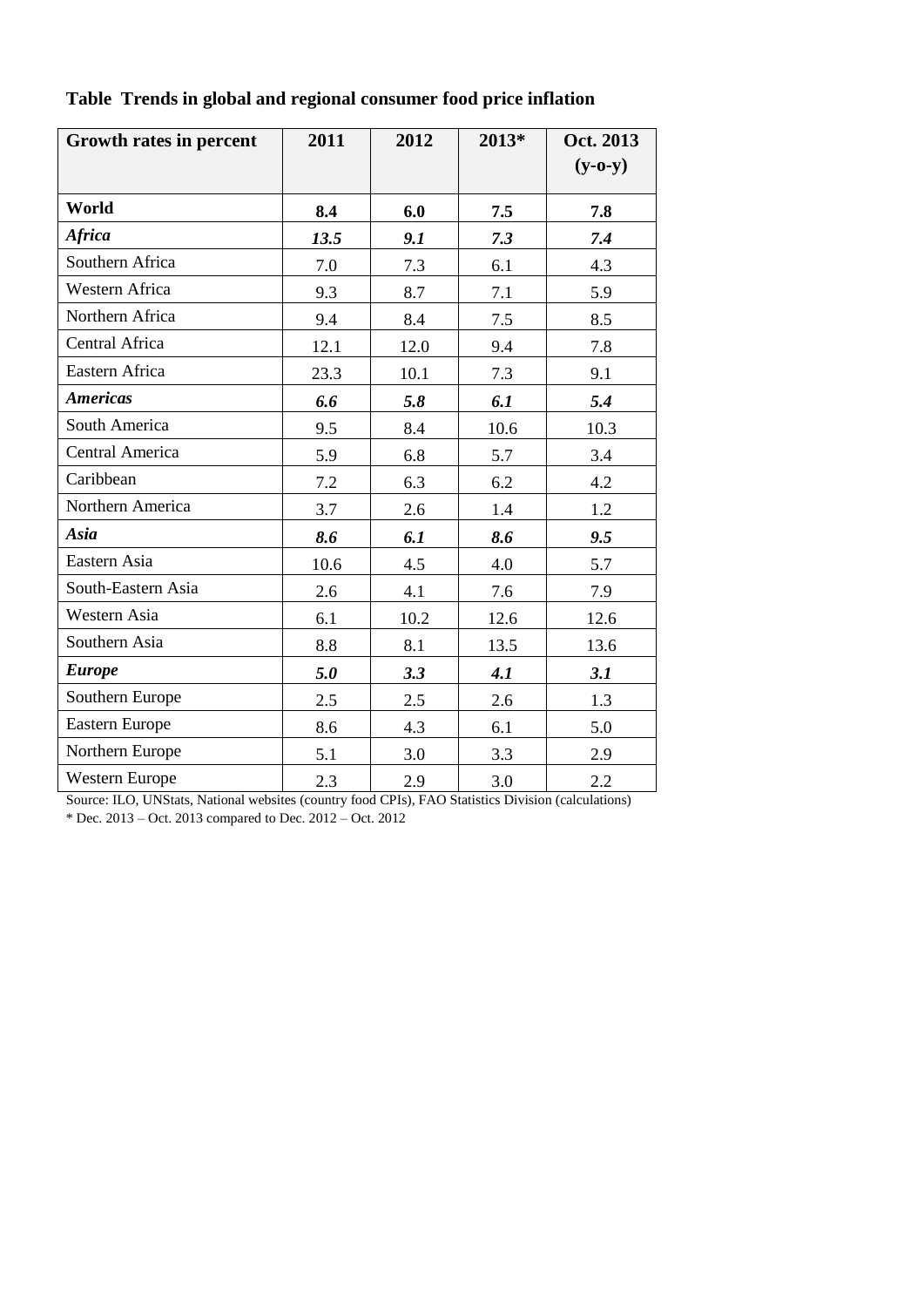**Table Trends in global and regional consumer food price inflation**

| Growth rates in percent | 2011 | 2012 | 2013* | Oct. 2013 (y-o-y) |
|---|---|---|---|---|
| **World** | **8.4** | **6.0** | **7.5** | **7.8** |
| ***Africa*** | ***13.5*** | ***9.1*** | ***7.3*** | ***7.4*** |
| Southern Africa | 7.0 | 7.3 | 6.1 | 4.3 |
| Western Africa | 9.3 | 8.7 | 7.1 | 5.9 |
| Northern Africa | 9.4 | 8.4 | 7.5 | 8.5 |
| Central Africa | 12.1 | 12.0 | 9.4 | 7.8 |
| Eastern Africa | 23.3 | 10.1 | 7.3 | 9.1 |
| ***Americas*** | ***6.6*** | ***5.8*** | ***6.1*** | ***5.4*** |
| South America | 9.5 | 8.4 | 10.6 | 10.3 |
| Central America | 5.9 | 6.8 | 5.7 | 3.4 |
| Caribbean | 7.2 | 6.3 | 6.2 | 4.2 |
| Northern America | 3.7 | 2.6 | 1.4 | 1.2 |
| ***Asia*** | ***8.6*** | ***6.1*** | ***8.6*** | ***9.5*** |
| Eastern Asia | 10.6 | 4.5 | 4.0 | 5.7 |
| South-Eastern Asia | 2.6 | 4.1 | 7.6 | 7.9 |
| Western Asia | 6.1 | 10.2 | 12.6 | 12.6 |
| Southern Asia | 8.8 | 8.1 | 13.5 | 13.6 |
| ***Europe*** | ***5.0*** | ***3.3*** | ***4.1*** | ***3.1*** |
| Southern Europe | 2.5 | 2.5 | 2.6 | 1.3 |
| Eastern Europe | 8.6 | 4.3 | 6.1 | 5.0 |
| Northern Europe | 5.1 | 3.0 | 3.3 | 2.9 |
| Western Europe | 2.3 | 2.9 | 3.0 | 2.2 |

Source: ILO, UNStats, National websites (country food CPIs), FAO Statistics Division (calculations)

* Dec. 2013 – Oct. 2013 compared to Dec. 2012 – Oct. 2012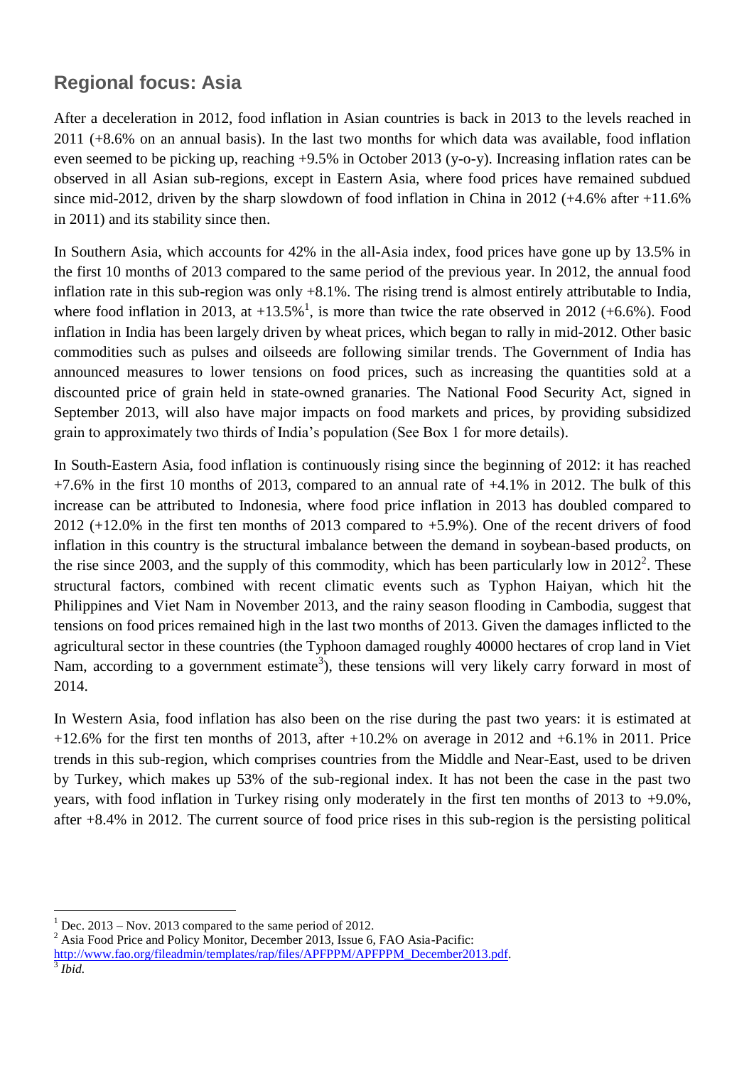## Regional focus: Asia

After a deceleration in 2012, food inflation in Asian countries is back in 2013 to the levels reached in 2011 (+8.6% on an annual basis). In the last two months for which data was available, food inflation even seemed to be picking up, reaching +9.5% in October 2013 (y-o-y). Increasing inflation rates can be observed in all Asian sub-regions, except in Eastern Asia, where food prices have remained subdued since mid-2012, driven by the sharp slowdown of food inflation in China in 2012 (+4.6% after +11.6% in 2011) and its stability since then.

In Southern Asia, which accounts for 42% in the all-Asia index, food prices have gone up by 13.5% in the first 10 months of 2013 compared to the same period of the previous year. In 2012, the annual food inflation rate in this sub-region was only +8.1%. The rising trend is almost entirely attributable to India, where food inflation in 2013, at +13.5%[1], is more than twice the rate observed in 2012 (+6.6%). Food inflation in India has been largely driven by wheat prices, which began to rally in mid-2012. Other basic commodities such as pulses and oilseeds are following similar trends. The Government of India has announced measures to lower tensions on food prices, such as increasing the quantities sold at a discounted price of grain held in state-owned granaries. The National Food Security Act, signed in September 2013, will also have major impacts on food markets and prices, by providing subsidized grain to approximately two thirds of India's population (See Box 1 for more details).

In South-Eastern Asia, food inflation is continuously rising since the beginning of 2012: it has reached +7.6% in the first 10 months of 2013, compared to an annual rate of +4.1% in 2012. The bulk of this increase can be attributed to Indonesia, where food price inflation in 2013 has doubled compared to 2012 (+12.0% in the first ten months of 2013 compared to +5.9%). One of the recent drivers of food inflation in this country is the structural imbalance between the demand in soybean-based products, on the rise since 2003, and the supply of this commodity, which has been particularly low in 2012[2]. These structural factors, combined with recent climatic events such as Typhon Haiyan, which hit the Philippines and Viet Nam in November 2013, and the rainy season flooding in Cambodia, suggest that tensions on food prices remained high in the last two months of 2013. Given the damages inflicted to the agricultural sector in these countries (the Typhoon damaged roughly 40000 hectares of crop land in Viet Nam, according to a government estimate[3]), these tensions will very likely carry forward in most of 2014.

In Western Asia, food inflation has also been on the rise during the past two years: it is estimated at +12.6% for the first ten months of 2013, after +10.2% on average in 2012 and +6.1% in 2011. Price trends in this sub-region, which comprises countries from the Middle and Near-East, used to be driven by Turkey, which makes up 53% of the sub-regional index. It has not been the case in the past two years, with food inflation in Turkey rising only moderately in the first ten months of 2013 to +9.0%, after +8.4% in 2012. The current source of food price rises in this sub-region is the persisting political

---

[1] Dec. 2013 – Nov. 2013 compared to the same period of 2012.

[2] Asia Food Price and Policy Monitor, December 2013, Issue 6, FAO Asia-Pacific: http://www.fao.org/fileadmin/templates/rap/files/APFPPM/APFPPM_December2013.pdf.

[3] *Ibid.*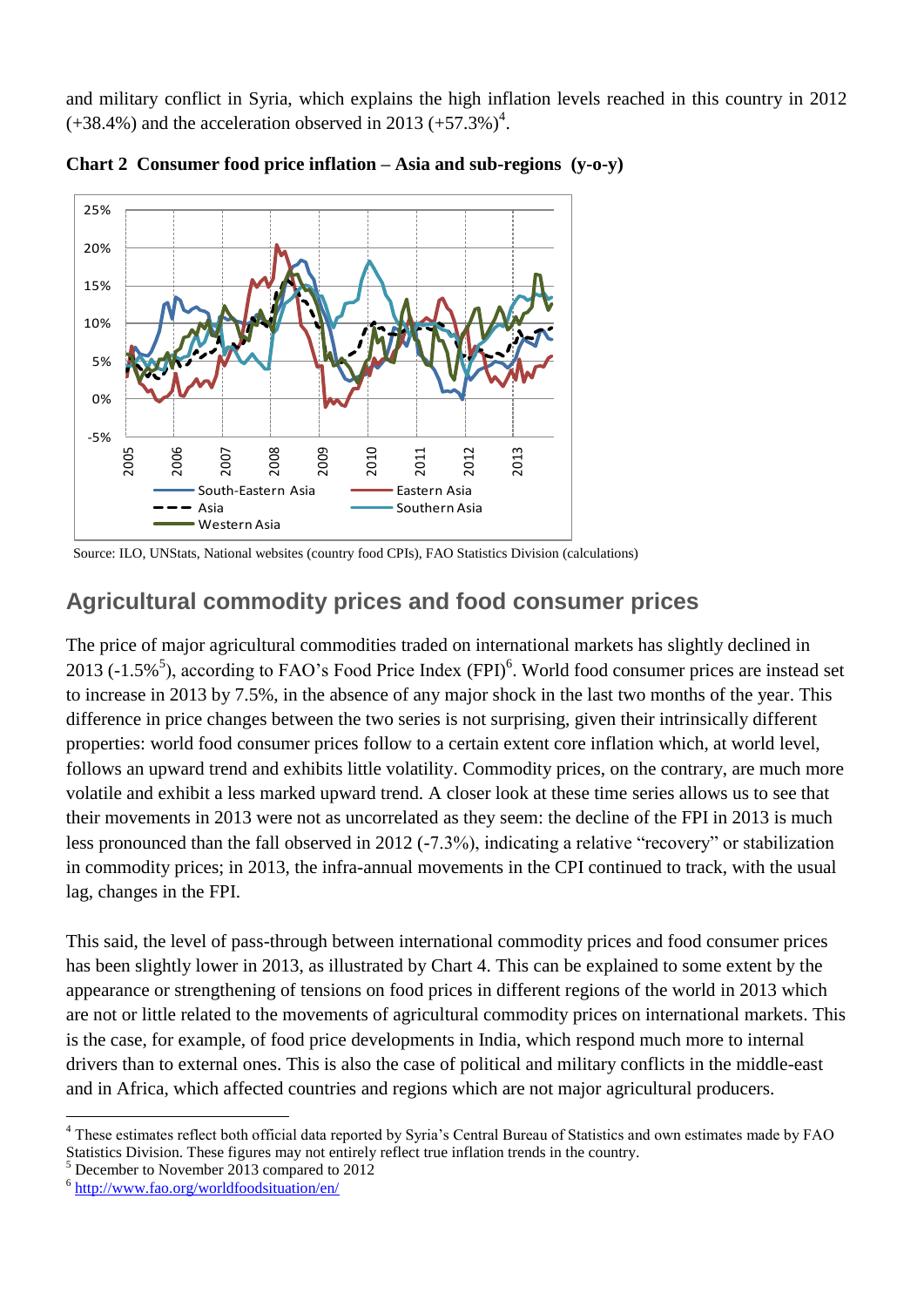and military conflict in Syria, which explains the high inflation levels reached in this country in 2012 (+38.4%) and the acceleration observed in 2013 (+57.3%)[4].

**Chart 2 Consumer food price inflation – Asia and sub-regions (y-o-y)**

Source: ILO, UNStats, National websites (country food CPIs), FAO Statistics Division (calculations)

## Agricultural commodity prices and food consumer prices

The price of major agricultural commodities traded on international markets has slightly declined in 2013 (-1.5%[5]), according to FAO's Food Price Index (FPI)[6]. World food consumer prices are instead set to increase in 2013 by 7.5%, in the absence of any major shock in the last two months of the year. This difference in price changes between the two series is not surprising, given their intrinsically different properties: world food consumer prices follow to a certain extent core inflation which, at world level, follows an upward trend and exhibits little volatility. Commodity prices, on the contrary, are much more volatile and exhibit a less marked upward trend. A closer look at these time series allows us to see that their movements in 2013 were not as uncorrelated as they seem: the decline of the FPI in 2013 is much less pronounced than the fall observed in 2012 (-7.3%), indicating a relative "recovery" or stabilization in commodity prices; in 2013, the infra-annual movements in the CPI continued to track, with the usual lag, changes in the FPI.

This said, the level of pass-through between international commodity prices and food consumer prices has been slightly lower in 2013, as illustrated by Chart 4. This can be explained to some extent by the appearance or strengthening of tensions on food prices in different regions of the world in 2013 which are not or little related to the movements of agricultural commodity prices on international markets. This is the case, for example, of food price developments in India, which respond much more to internal drivers than to external ones. This is also the case of political and military conflicts in the middle-east and in Africa, which affected countries and regions which are not major agricultural producers.

---

[4] These estimates reflect both official data reported by Syria's Central Bureau of Statistics and own estimates made by FAO Statistics Division. These figures may not entirely reflect true inflation trends in the country.

[5] December to November 2013 compared to 2012

[6] http://www.fao.org/worldfoodsituation/en/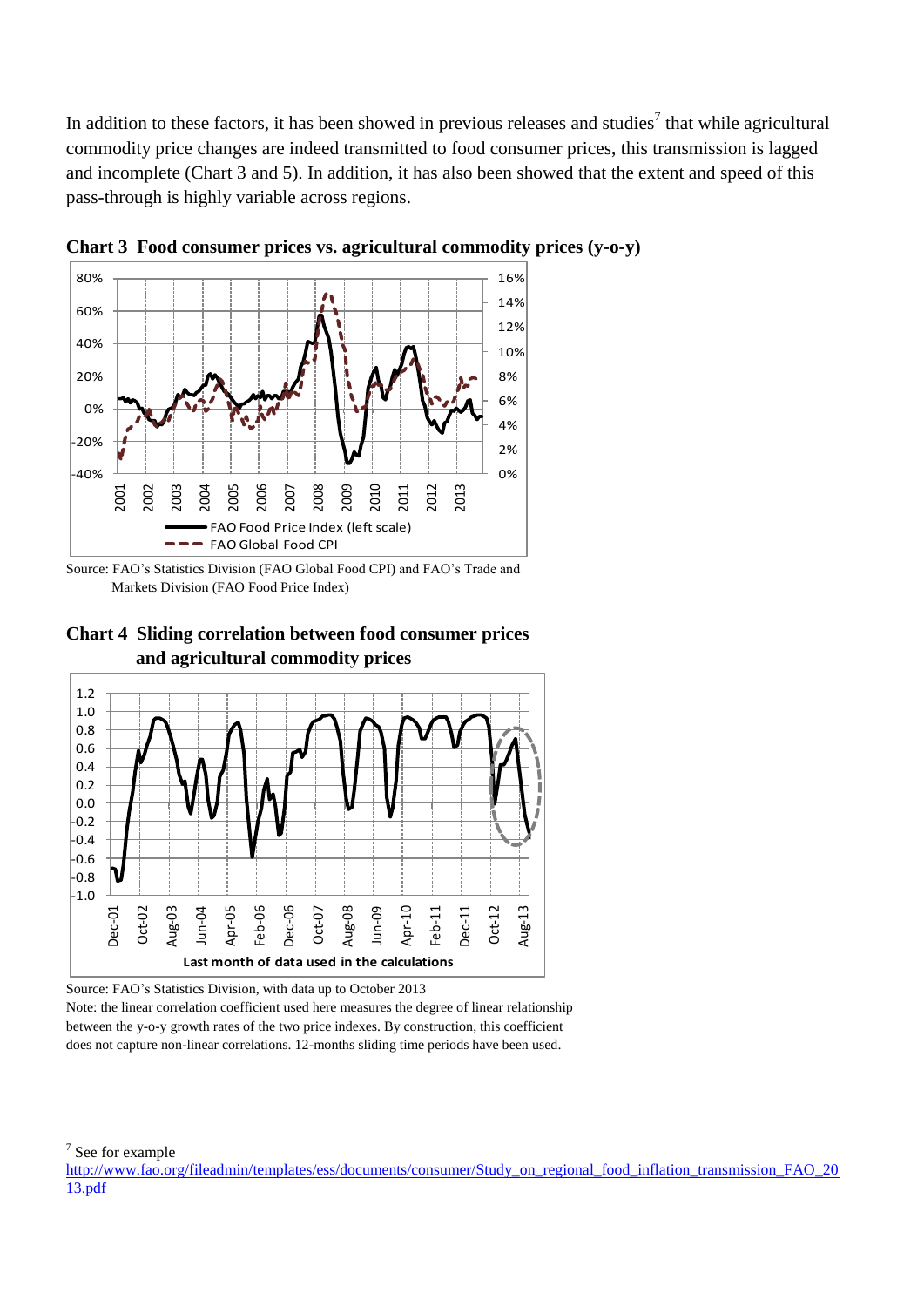In addition to these factors, it has been showed in previous releases and studies[7] that while agricultural commodity price changes are indeed transmitted to food consumer prices, this transmission is lagged and incomplete (Chart 3 and 5). In addition, it has also been showed that the extent and speed of this pass-through is highly variable across regions.

**Chart 3 Food consumer prices vs. agricultural commodity prices (y-o-y)**

Source: FAO's Statistics Division (FAO Global Food CPI) and FAO's Trade and Markets Division (FAO Food Price Index)

**Chart 4 Sliding correlation between food consumer prices and agricultural commodity prices**

Source: FAO's Statistics Division, with data up to October 2013

Note: the linear correlation coefficient used here measures the degree of linear relationship between the y-o-y growth rates of the two price indexes. By construction, this coefficient does not capture non-linear correlations. 12-months sliding time periods have been used.

---

[7] See for example http://www.fao.org/fileadmin/templates/ess/documents/consumer/Study_on_regional_food_inflation_transmission_FAO_2013.pdf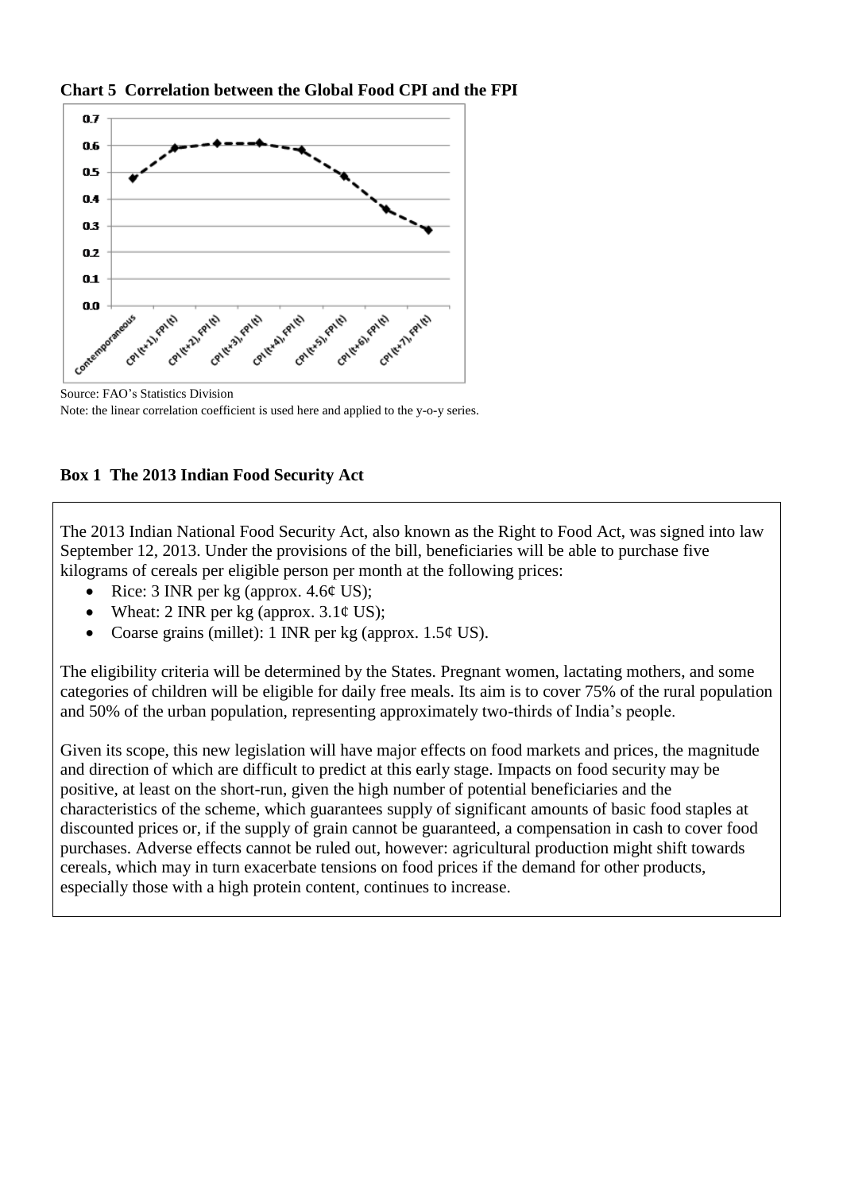**Chart 5 Correlation between the Global Food CPI and the FPI**

Source: FAO's Statistics Division

Note: the linear correlation coefficient is used here and applied to the y-o-y series.

**Box 1 The 2013 Indian Food Security Act**

The 2013 Indian National Food Security Act, also known as the Right to Food Act, was signed into law September 12, 2013. Under the provisions of the bill, beneficiaries will be able to purchase five kilograms of cereals per eligible person per month at the following prices:

- Rice: 3 INR per kg (approx. 4.6¢ US);
- Wheat: 2 INR per kg (approx. 3.1¢ US);
- Coarse grains (millet): 1 INR per kg (approx. 1.5¢ US).

The eligibility criteria will be determined by the States. Pregnant women, lactating mothers, and some categories of children will be eligible for daily free meals. Its aim is to cover 75% of the rural population and 50% of the urban population, representing approximately two-thirds of India's people.

Given its scope, this new legislation will have major effects on food markets and prices, the magnitude and direction of which are difficult to predict at this early stage. Impacts on food security may be positive, at least on the short-run, given the high number of potential beneficiaries and the characteristics of the scheme, which guarantees supply of significant amounts of basic food staples at discounted prices or, if the supply of grain cannot be guaranteed, a compensation in cash to cover food purchases. Adverse effects cannot be ruled out, however: agricultural production might shift towards cereals, which may in turn exacerbate tensions on food prices if the demand for other products, especially those with a high protein content, continues to increase.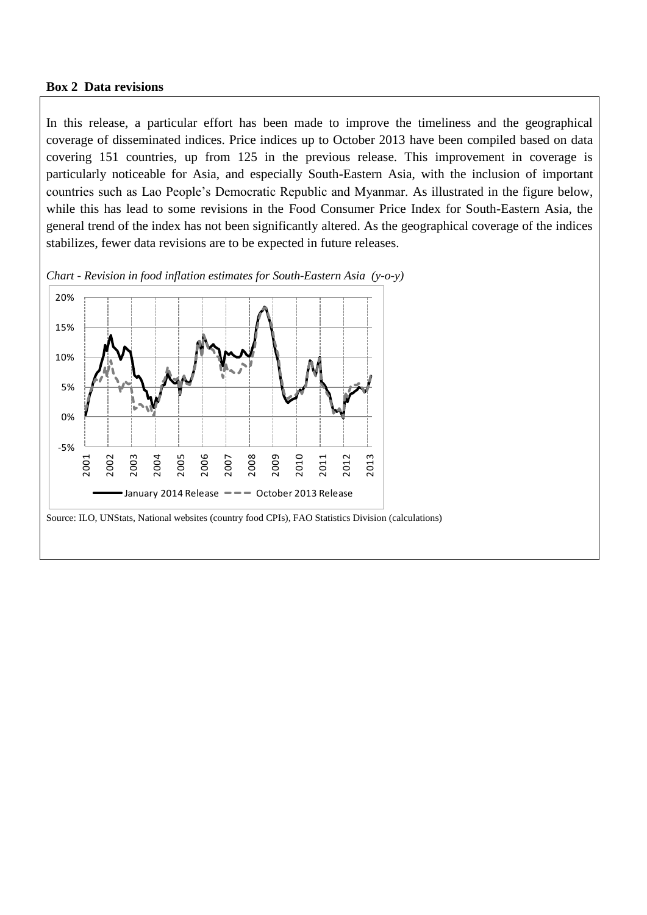**Box 2 Data revisions**

In this release, a particular effort has been made to improve the timeliness and the geographical coverage of disseminated indices. Price indices up to October 2013 have been compiled based on data covering 151 countries, up from 125 in the previous release. This improvement in coverage is particularly noticeable for Asia, and especially South-Eastern Asia, with the inclusion of important countries such as Lao People's Democratic Republic and Myanmar. As illustrated in the figure below, while this has lead to some revisions in the Food Consumer Price Index for South-Eastern Asia, the general trend of the index has not been significantly altered. As the geographical coverage of the indices stabilizes, fewer data revisions are to be expected in future releases.

*Chart - Revision in food inflation estimates for South-Eastern Asia (y-o-y)*

Source: ILO, UNStats, National websites (country food CPIs), FAO Statistics Division (calculations)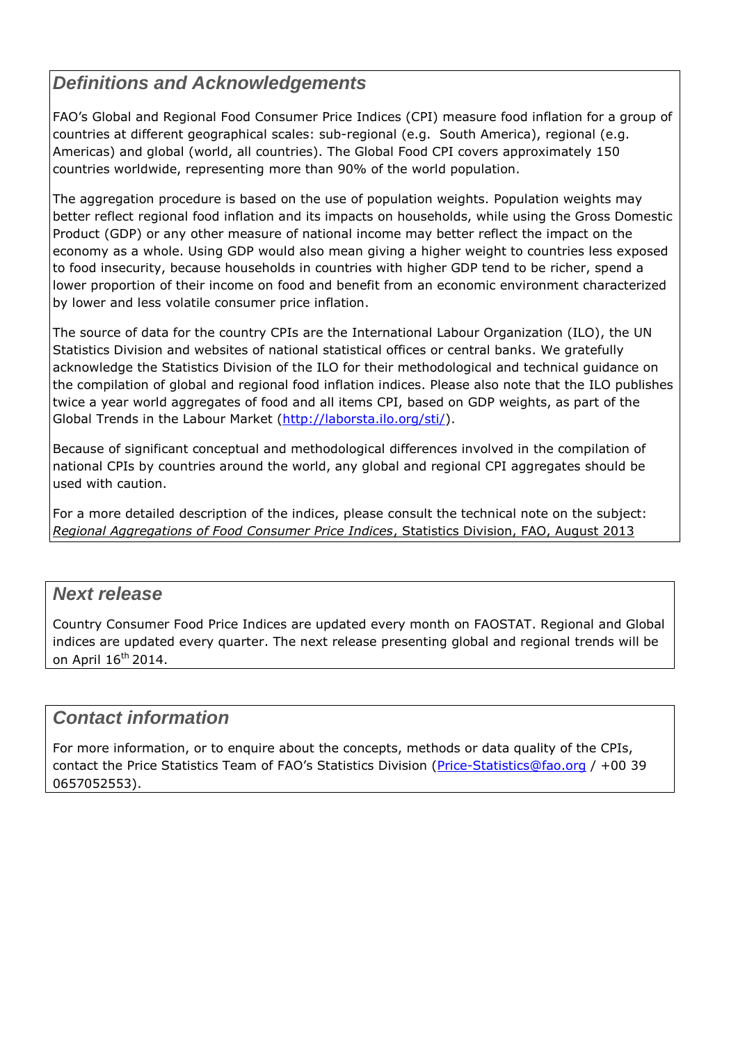## *Definitions and Acknowledgements*

FAO's Global and Regional Food Consumer Price Indices (CPI) measure food inflation for a group of countries at different geographical scales: sub-regional (e.g. South America), regional (e.g. Americas) and global (world, all countries). The Global Food CPI covers approximately 150 countries worldwide, representing more than 90% of the world population.

The aggregation procedure is based on the use of population weights. Population weights may better reflect regional food inflation and its impacts on households, while using the Gross Domestic Product (GDP) or any other measure of national income may better reflect the impact on the economy as a whole. Using GDP would also mean giving a higher weight to countries less exposed to food insecurity, because households in countries with higher GDP tend to be richer, spend a lower proportion of their income on food and benefit from an economic environment characterized by lower and less volatile consumer price inflation.

The source of data for the country CPIs are the International Labour Organization (ILO), the UN Statistics Division and websites of national statistical offices or central banks. We gratefully acknowledge the Statistics Division of the ILO for their methodological and technical guidance on the compilation of global and regional food inflation indices. Please also note that the ILO publishes twice a year world aggregates of food and all items CPI, based on GDP weights, as part of the Global Trends in the Labour Market (http://laborsta.ilo.org/sti/).

Because of significant conceptual and methodological differences involved in the compilation of national CPIs by countries around the world, any global and regional CPI aggregates should be used with caution.

For a more detailed description of the indices, please consult the technical note on the subject: *Regional Aggregations of Food Consumer Price Indices*, Statistics Division, FAO, August 2013

## *Next release*

Country Consumer Food Price Indices are updated every month on FAOSTAT. Regional and Global indices are updated every quarter. The next release presenting global and regional trends will be on April 16th 2014.

## *Contact information*

For more information, or to enquire about the concepts, methods or data quality of the CPIs, contact the Price Statistics Team of FAO's Statistics Division (Price-Statistics@fao.org / +00 39 0657052553).